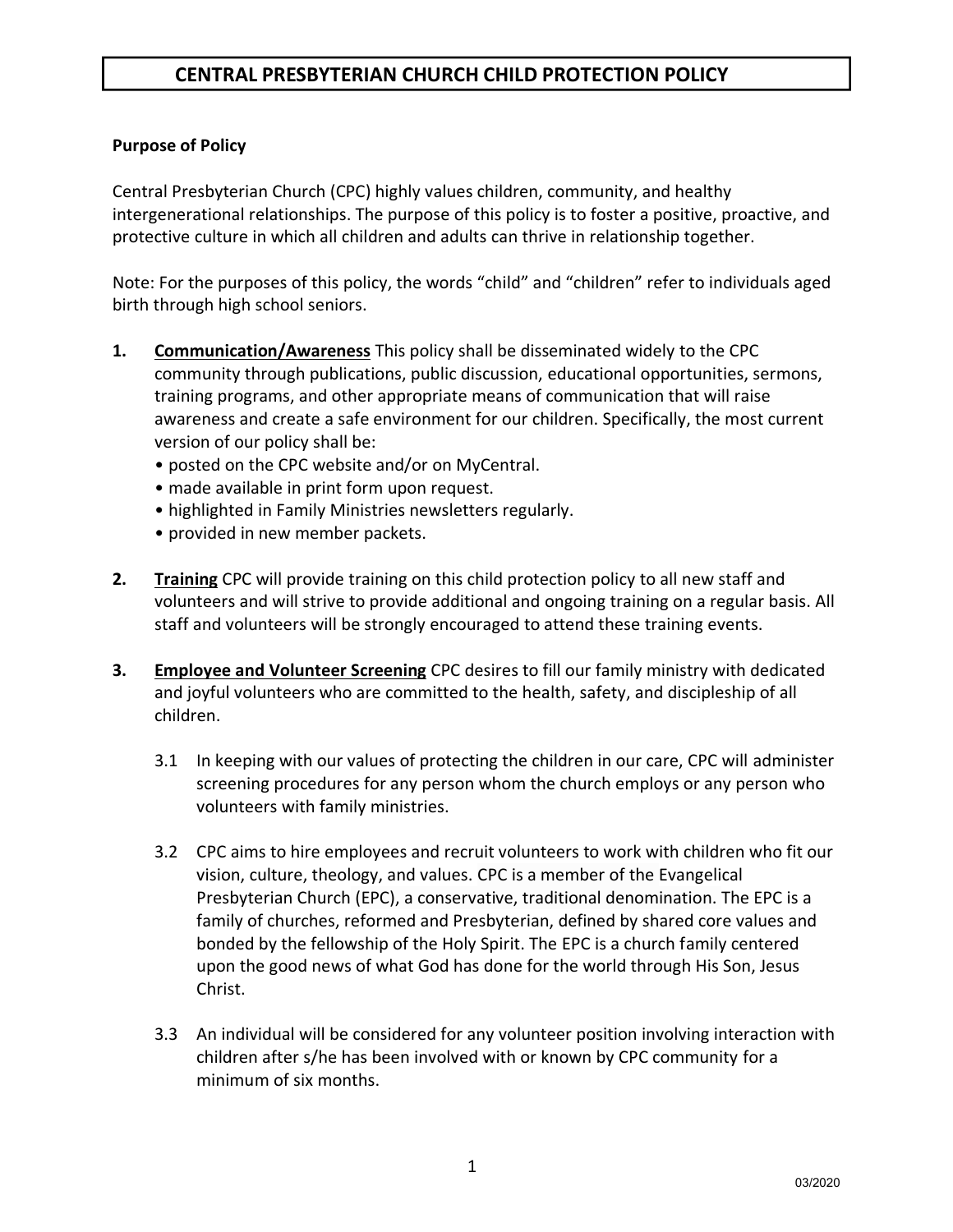# CENTRAL PRESBYTERIAN CHURCH CHILD PROTECTION POLICY

**Purpose of Policy**

Central Presbyterian Church (CPC) highly values children, community, and healthy intergenerational relationships. The purpose of this policy is to foster a positive, proactive, and protective culture in which all children and adults can thrive in relationship together.

Note: For the purposes of this policy, the words "child" and "children" refer to individuals aged birth through high school seniors.

1. **Communication/Awareness** This policy shall be disseminated widely to the CPC community through publications, public discussion, educational opportunities, sermons, training programs, and other appropriate means of communication that will raise awareness and create a safe environment for our children. Specifically, the most current version of our policy shall be:
   - posted on the CPC website and/or on MyCentral.
   - made available in print form upon request.
   - highlighted in Family Ministries newsletters regularly.
   - provided in new member packets.

2. **Training** CPC will provide training on this child protection policy to all new staff and volunteers and will strive to provide additional and ongoing training on a regular basis. All staff and volunteers will be strongly encouraged to attend these training events.

3. **Employee and Volunteer Screening** CPC desires to fill our family ministry with dedicated and joyful volunteers who are committed to the health, safety, and discipleship of all children.

   3.1 In keeping with our values of protecting the children in our care, CPC will administer screening procedures for any person whom the church employs or any person who volunteers with family ministries.

   3.2 CPC aims to hire employees and recruit volunteers to work with children who fit our vision, culture, theology, and values. CPC is a member of the Evangelical Presbyterian Church (EPC), a conservative, traditional denomination. The EPC is a family of churches, reformed and Presbyterian, defined by shared core values and bonded by the fellowship of the Holy Spirit. The EPC is a church family centered upon the good news of what God has done for the world through His Son, Jesus Christ.

   3.3 An individual will be considered for any volunteer position involving interaction with children after s/he has been involved with or known by CPC community for a minimum of six months.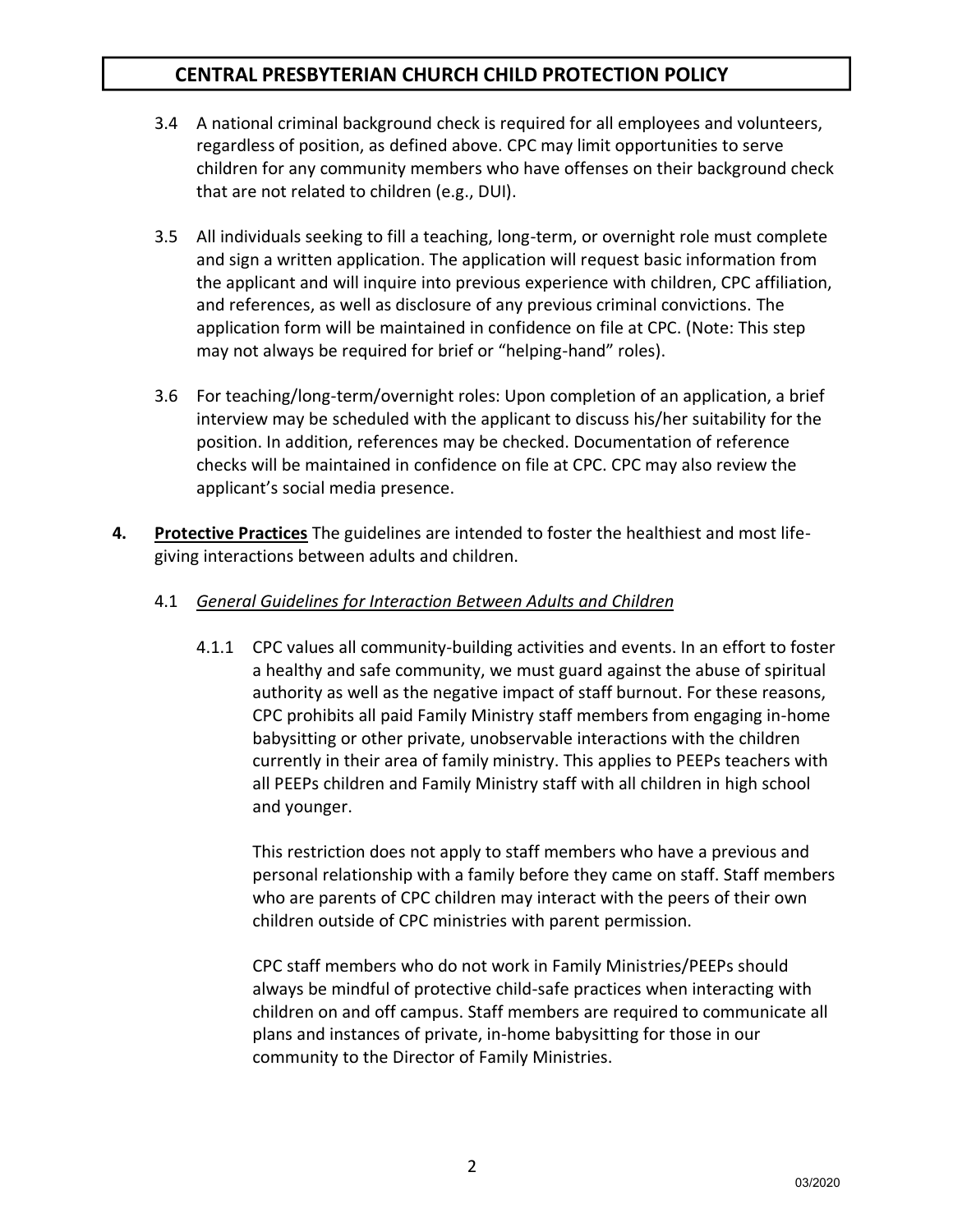3.4 A national criminal background check is required for all employees and volunteers, regardless of position, as defined above. CPC may limit opportunities to serve children for any community members who have offenses on their background check that are not related to children (e.g., DUI).

3.5 All individuals seeking to fill a teaching, long-term, or overnight role must complete and sign a written application. The application will request basic information from the applicant and will inquire into previous experience with children, CPC affiliation, and references, as well as disclosure of any previous criminal convictions. The application form will be maintained in confidence on file at CPC. (Note: This step may not always be required for brief or "helping-hand" roles).

3.6 For teaching/long-term/overnight roles: Upon completion of an application, a brief interview may be scheduled with the applicant to discuss his/her suitability for the position. In addition, references may be checked. Documentation of reference checks will be maintained in confidence on file at CPC. CPC may also review the applicant's social media presence.

**4. <u>Protective Practices</u>** The guidelines are intended to foster the healthiest and most life-giving interactions between adults and children.

4.1 *<u>General Guidelines for Interaction Between Adults and Children</u>*

4.1.1 CPC values all community-building activities and events. In an effort to foster a healthy and safe community, we must guard against the abuse of spiritual authority as well as the negative impact of staff burnout. For these reasons, CPC prohibits all paid Family Ministry staff members from engaging in-home babysitting or other private, unobservable interactions with the children currently in their area of family ministry. This applies to PEEPs teachers with all PEEPs children and Family Ministry staff with all children in high school and younger.

This restriction does not apply to staff members who have a previous and personal relationship with a family before they came on staff. Staff members who are parents of CPC children may interact with the peers of their own children outside of CPC ministries with parent permission.

CPC staff members who do not work in Family Ministries/PEEPs should always be mindful of protective child-safe practices when interacting with children on and off campus. Staff members are required to communicate all plans and instances of private, in-home babysitting for those in our community to the Director of Family Ministries.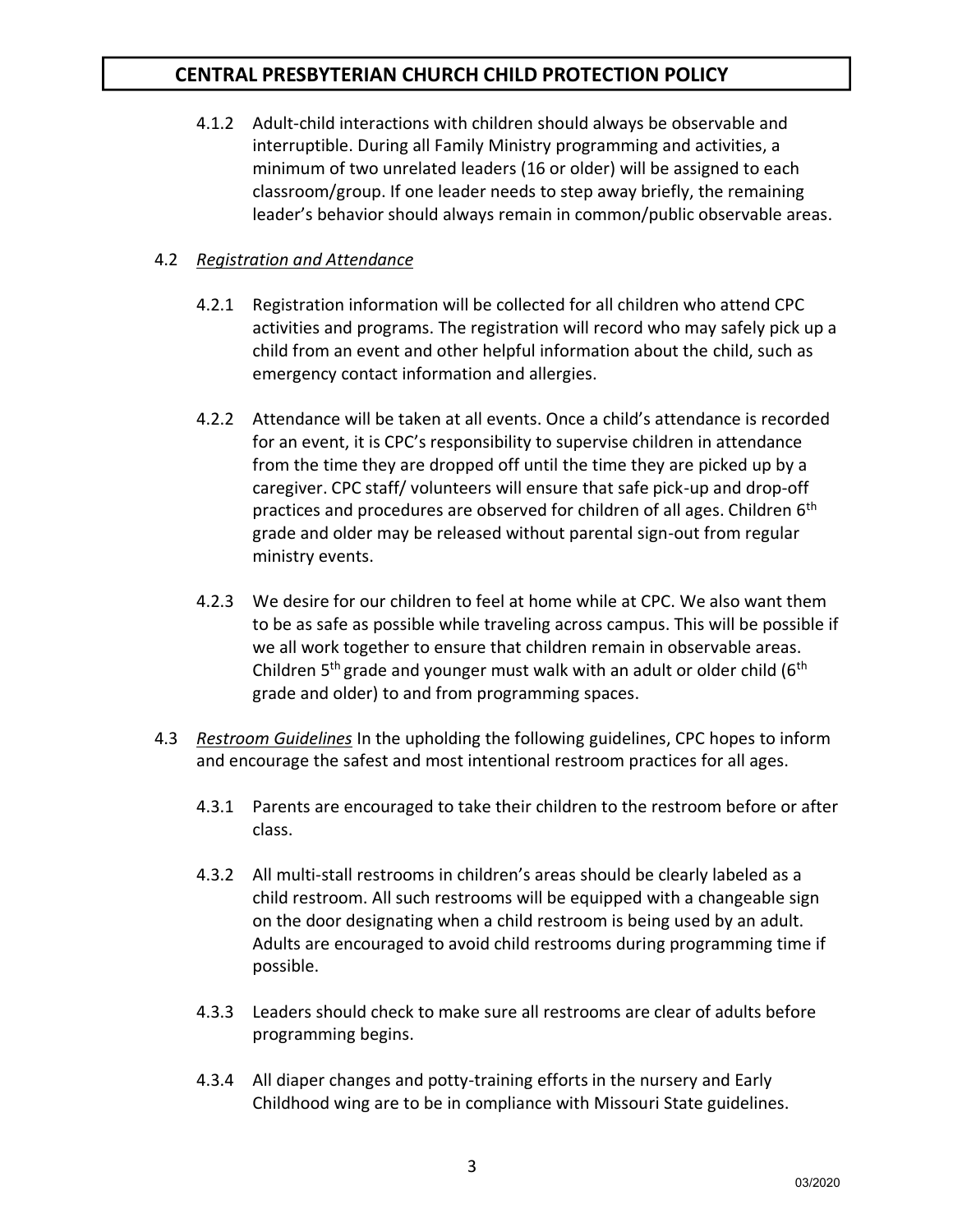4.1.2 Adult-child interactions with children should always be observable and interruptible. During all Family Ministry programming and activities, a minimum of two unrelated leaders (16 or older) will be assigned to each classroom/group. If one leader needs to step away briefly, the remaining leader's behavior should always remain in common/public observable areas.

4.2 *Registration and Attendance*

4.2.1 Registration information will be collected for all children who attend CPC activities and programs. The registration will record who may safely pick up a child from an event and other helpful information about the child, such as emergency contact information and allergies.

4.2.2 Attendance will be taken at all events. Once a child's attendance is recorded for an event, it is CPC's responsibility to supervise children in attendance from the time they are dropped off until the time they are picked up by a caregiver. CPC staff/ volunteers will ensure that safe pick-up and drop-off practices and procedures are observed for children of all ages. Children 6th grade and older may be released without parental sign-out from regular ministry events.

4.2.3 We desire for our children to feel at home while at CPC. We also want them to be as safe as possible while traveling across campus. This will be possible if we all work together to ensure that children remain in observable areas. Children 5th grade and younger must walk with an adult or older child (6th grade and older) to and from programming spaces.

4.3 *Restroom Guidelines* In the upholding the following guidelines, CPC hopes to inform and encourage the safest and most intentional restroom practices for all ages.

4.3.1 Parents are encouraged to take their children to the restroom before or after class.

4.3.2 All multi-stall restrooms in children's areas should be clearly labeled as a child restroom. All such restrooms will be equipped with a changeable sign on the door designating when a child restroom is being used by an adult. Adults are encouraged to avoid child restrooms during programming time if possible.

4.3.3 Leaders should check to make sure all restrooms are clear of adults before programming begins.

4.3.4 All diaper changes and potty-training efforts in the nursery and Early Childhood wing are to be in compliance with Missouri State guidelines.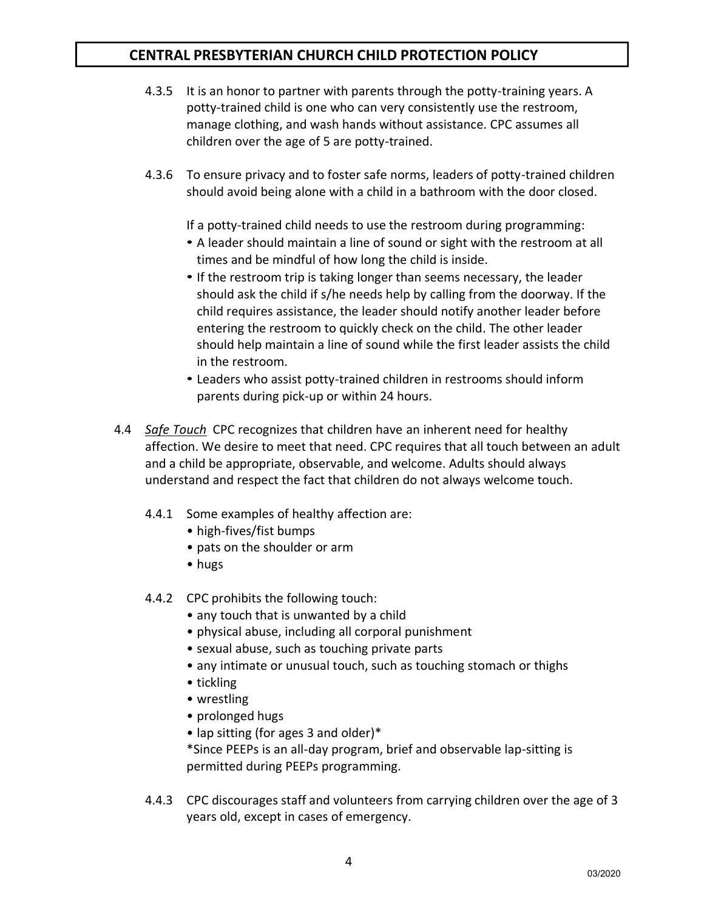4.3.5 It is an honor to partner with parents through the potty-training years. A potty-trained child is one who can very consistently use the restroom, manage clothing, and wash hands without assistance. CPC assumes all children over the age of 5 are potty-trained.

4.3.6 To ensure privacy and to foster safe norms, leaders of potty-trained children should avoid being alone with a child in a bathroom with the door closed.

If a potty-trained child needs to use the restroom during programming:

- A leader should maintain a line of sound or sight with the restroom at all times and be mindful of how long the child is inside.
- If the restroom trip is taking longer than seems necessary, the leader should ask the child if s/he needs help by calling from the doorway. If the child requires assistance, the leader should notify another leader before entering the restroom to quickly check on the child. The other leader should help maintain a line of sound while the first leader assists the child in the restroom.
- Leaders who assist potty-trained children in restrooms should inform parents during pick-up or within 24 hours.

4.4 *Safe Touch* CPC recognizes that children have an inherent need for healthy affection. We desire to meet that need. CPC requires that all touch between an adult and a child be appropriate, observable, and welcome. Adults should always understand and respect the fact that children do not always welcome touch.

4.4.1 Some examples of healthy affection are:

- high-fives/fist bumps
- pats on the shoulder or arm
- hugs

4.4.2 CPC prohibits the following touch:

- any touch that is unwanted by a child
- physical abuse, including all corporal punishment
- sexual abuse, such as touching private parts
- any intimate or unusual touch, such as touching stomach or thighs
- tickling
- wrestling
- prolonged hugs
- lap sitting (for ages 3 and older)*

*Since PEEPs is an all-day program, brief and observable lap-sitting is permitted during PEEPs programming.

4.4.3 CPC discourages staff and volunteers from carrying children over the age of 3 years old, except in cases of emergency.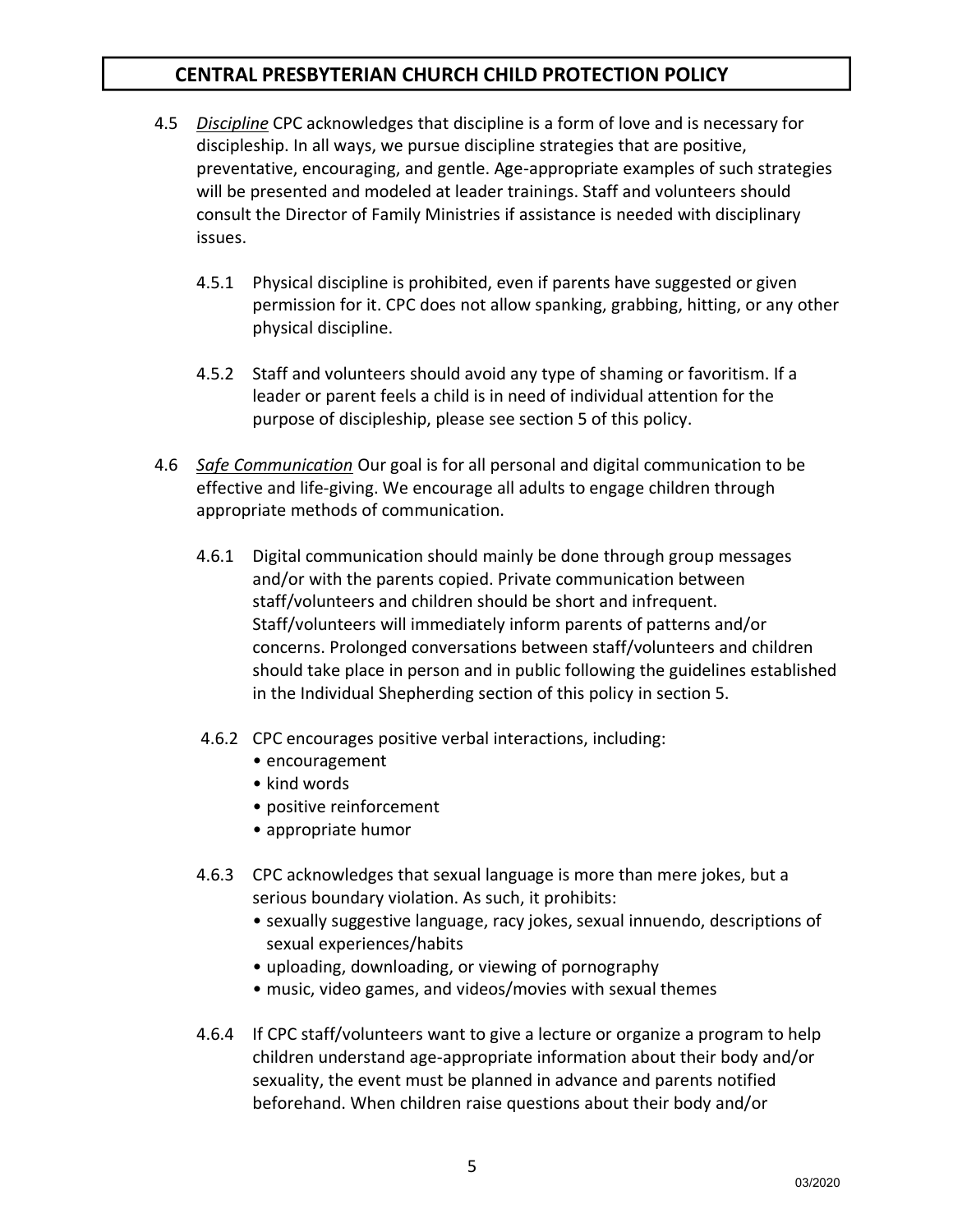4.5 *Discipline* CPC acknowledges that discipline is a form of love and is necessary for discipleship. In all ways, we pursue discipline strategies that are positive, preventative, encouraging, and gentle. Age-appropriate examples of such strategies will be presented and modeled at leader trainings. Staff and volunteers should consult the Director of Family Ministries if assistance is needed with disciplinary issues.

4.5.1 Physical discipline is prohibited, even if parents have suggested or given permission for it. CPC does not allow spanking, grabbing, hitting, or any other physical discipline.

4.5.2 Staff and volunteers should avoid any type of shaming or favoritism. If a leader or parent feels a child is in need of individual attention for the purpose of discipleship, please see section 5 of this policy.

4.6 *Safe Communication* Our goal is for all personal and digital communication to be effective and life-giving. We encourage all adults to engage children through appropriate methods of communication.

4.6.1 Digital communication should mainly be done through group messages and/or with the parents copied. Private communication between staff/volunteers and children should be short and infrequent. Staff/volunteers will immediately inform parents of patterns and/or concerns. Prolonged conversations between staff/volunteers and children should take place in person and in public following the guidelines established in the Individual Shepherding section of this policy in section 5.

4.6.2 CPC encourages positive verbal interactions, including:

- encouragement
- kind words
- positive reinforcement
- appropriate humor

4.6.3 CPC acknowledges that sexual language is more than mere jokes, but a serious boundary violation. As such, it prohibits:

- sexually suggestive language, racy jokes, sexual innuendo, descriptions of sexual experiences/habits
- uploading, downloading, or viewing of pornography
- music, video games, and videos/movies with sexual themes

4.6.4 If CPC staff/volunteers want to give a lecture or organize a program to help children understand age-appropriate information about their body and/or sexuality, the event must be planned in advance and parents notified beforehand. When children raise questions about their body and/or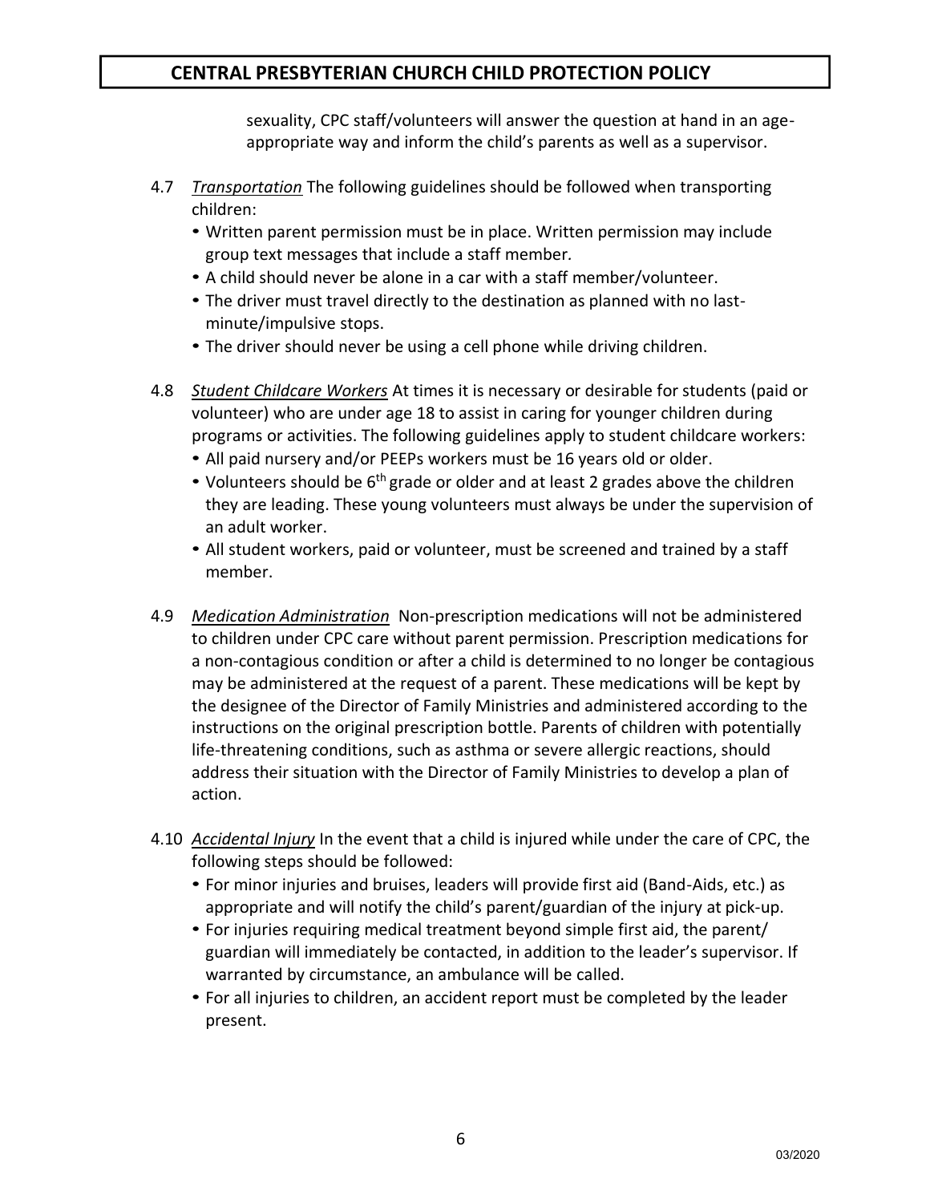sexuality, CPC staff/volunteers will answer the question at hand in an age-appropriate way and inform the child's parents as well as a supervisor.

4.7 *Transportation* The following guidelines should be followed when transporting children:

- Written parent permission must be in place. Written permission may include group text messages that include a staff member.
- A child should never be alone in a car with a staff member/volunteer.
- The driver must travel directly to the destination as planned with no last-minute/impulsive stops.
- The driver should never be using a cell phone while driving children.

4.8 *Student Childcare Workers* At times it is necessary or desirable for students (paid or volunteer) who are under age 18 to assist in caring for younger children during programs or activities. The following guidelines apply to student childcare workers:

- All paid nursery and/or PEEPs workers must be 16 years old or older.
- Volunteers should be 6th grade or older and at least 2 grades above the children they are leading. These young volunteers must always be under the supervision of an adult worker.
- All student workers, paid or volunteer, must be screened and trained by a staff member.

4.9 *Medication Administration* Non-prescription medications will not be administered to children under CPC care without parent permission. Prescription medications for a non-contagious condition or after a child is determined to no longer be contagious may be administered at the request of a parent. These medications will be kept by the designee of the Director of Family Ministries and administered according to the instructions on the original prescription bottle. Parents of children with potentially life-threatening conditions, such as asthma or severe allergic reactions, should address their situation with the Director of Family Ministries to develop a plan of action.

4.10 *Accidental Injury* In the event that a child is injured while under the care of CPC, the following steps should be followed:

- For minor injuries and bruises, leaders will provide first aid (Band-Aids, etc.) as appropriate and will notify the child's parent/guardian of the injury at pick-up.
- For injuries requiring medical treatment beyond simple first aid, the parent/guardian will immediately be contacted, in addition to the leader's supervisor. If warranted by circumstance, an ambulance will be called.
- For all injuries to children, an accident report must be completed by the leader present.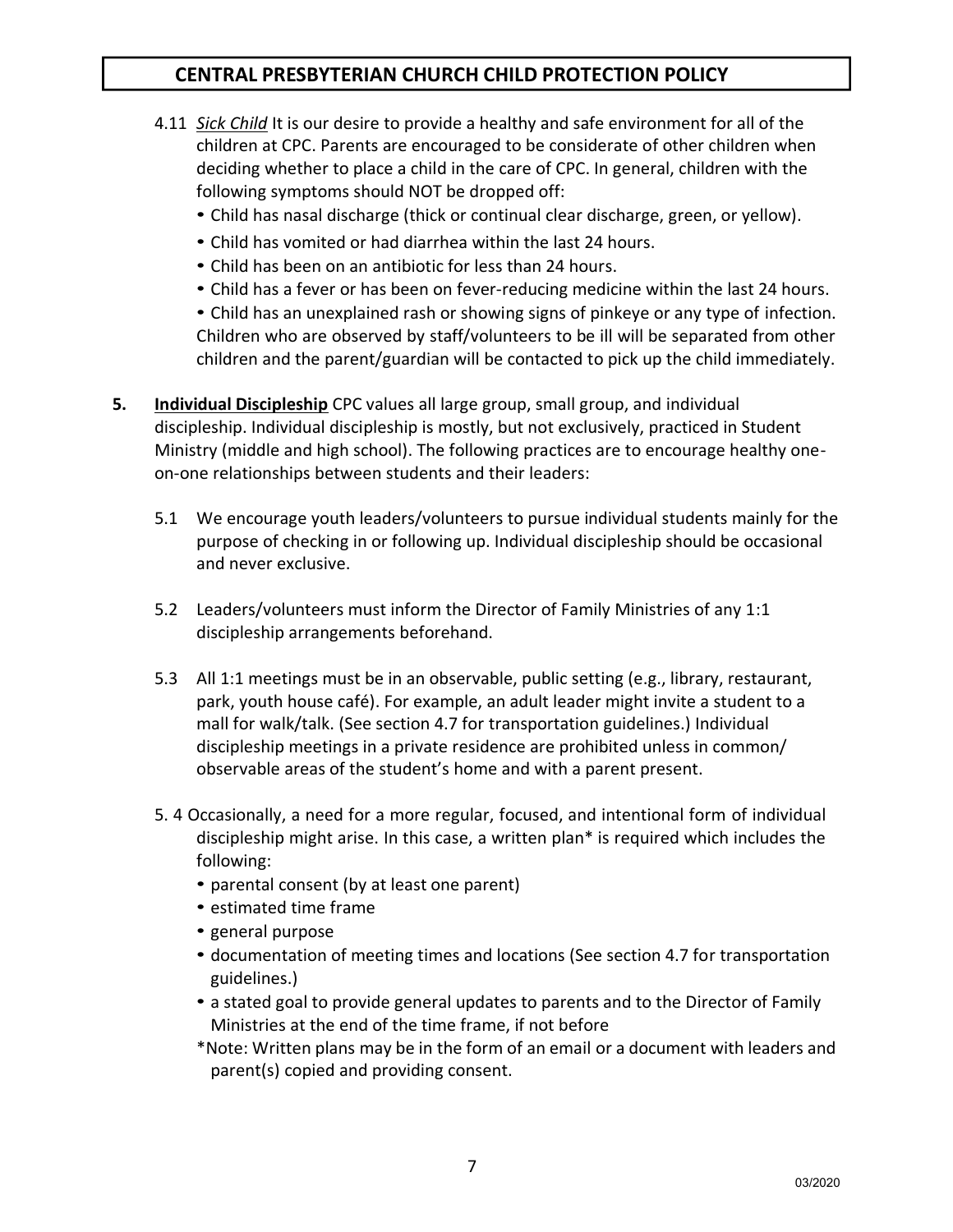4.11 *Sick Child* It is our desire to provide a healthy and safe environment for all of the children at CPC. Parents are encouraged to be considerate of other children when deciding whether to place a child in the care of CPC. In general, children with the following symptoms should NOT be dropped off:

- Child has nasal discharge (thick or continual clear discharge, green, or yellow).
- Child has vomited or had diarrhea within the last 24 hours.
- Child has been on an antibiotic for less than 24 hours.
- Child has a fever or has been on fever-reducing medicine within the last 24 hours.
- Child has an unexplained rash or showing signs of pinkeye or any type of infection.

Children who are observed by staff/volunteers to be ill will be separated from other children and the parent/guardian will be contacted to pick up the child immediately.

**5. <u>Individual Discipleship</u>** CPC values all large group, small group, and individual discipleship. Individual discipleship is mostly, but not exclusively, practiced in Student Ministry (middle and high school). The following practices are to encourage healthy one-on-one relationships between students and their leaders:

5.1 We encourage youth leaders/volunteers to pursue individual students mainly for the purpose of checking in or following up. Individual discipleship should be occasional and never exclusive.

5.2 Leaders/volunteers must inform the Director of Family Ministries of any 1:1 discipleship arrangements beforehand.

5.3 All 1:1 meetings must be in an observable, public setting (e.g., library, restaurant, park, youth house café). For example, an adult leader might invite a student to a mall for walk/talk. (See section 4.7 for transportation guidelines.) Individual discipleship meetings in a private residence are prohibited unless in common/ observable areas of the student's home and with a parent present.

5. 4 Occasionally, a need for a more regular, focused, and intentional form of individual discipleship might arise. In this case, a written plan* is required which includes the following:

- parental consent (by at least one parent)
- estimated time frame
- general purpose
- documentation of meeting times and locations (See section 4.7 for transportation guidelines.)
- a stated goal to provide general updates to parents and to the Director of Family Ministries at the end of the time frame, if not before

*Note: Written plans may be in the form of an email or a document with leaders and parent(s) copied and providing consent.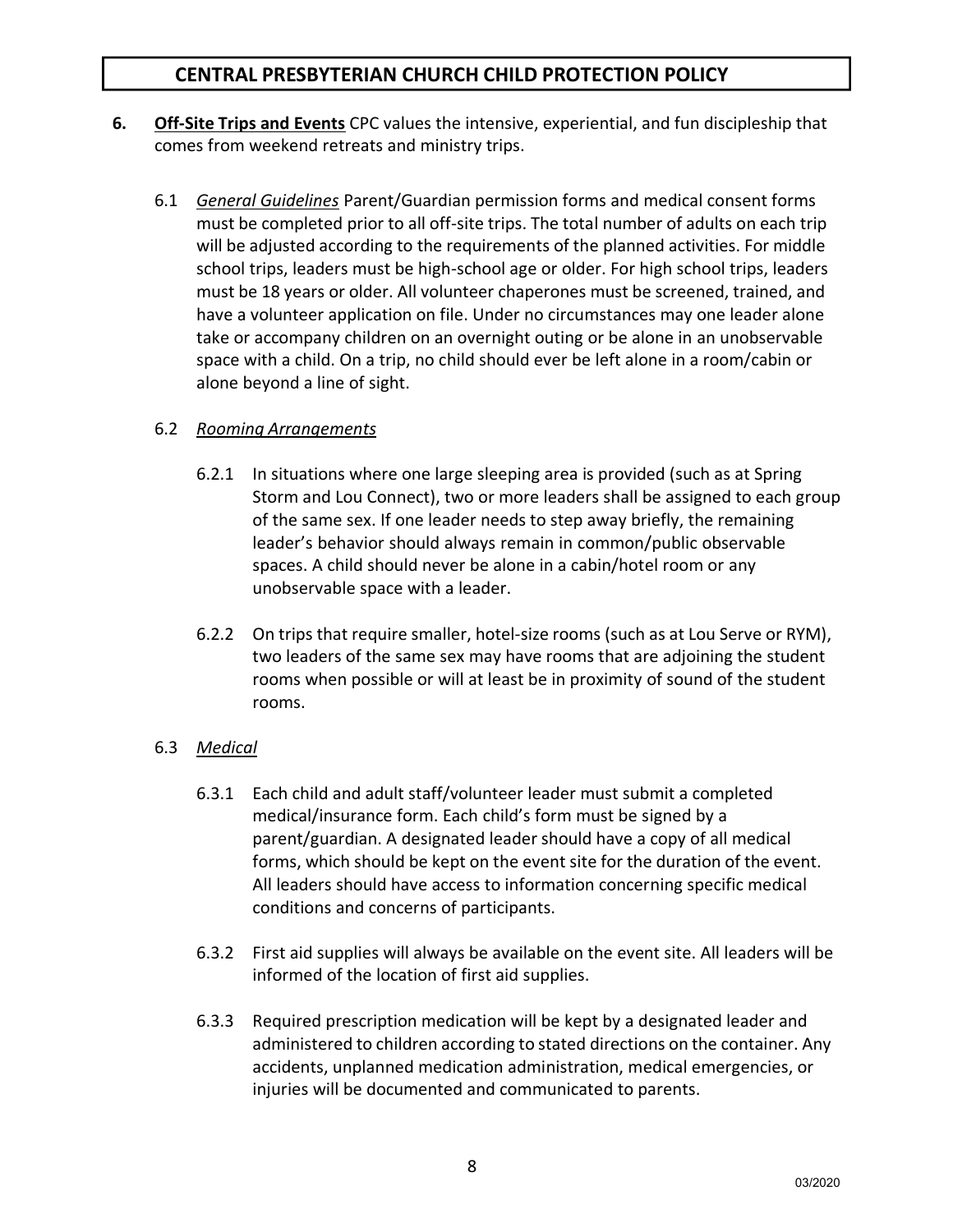**6. <u>Off-Site Trips and Events</u>** CPC values the intensive, experiential, and fun discipleship that comes from weekend retreats and ministry trips.

6.1 *<u>General Guidelines</u>* Parent/Guardian permission forms and medical consent forms must be completed prior to all off-site trips. The total number of adults on each trip will be adjusted according to the requirements of the planned activities. For middle school trips, leaders must be high-school age or older. For high school trips, leaders must be 18 years or older. All volunteer chaperones must be screened, trained, and have a volunteer application on file. Under no circumstances may one leader alone take or accompany children on an overnight outing or be alone in an unobservable space with a child. On a trip, no child should ever be left alone in a room/cabin or alone beyond a line of sight.

6.2 *<u>Rooming Arrangements</u>*

6.2.1 In situations where one large sleeping area is provided (such as at Spring Storm and Lou Connect), two or more leaders shall be assigned to each group of the same sex. If one leader needs to step away briefly, the remaining leader's behavior should always remain in common/public observable spaces. A child should never be alone in a cabin/hotel room or any unobservable space with a leader.

6.2.2 On trips that require smaller, hotel-size rooms (such as at Lou Serve or RYM), two leaders of the same sex may have rooms that are adjoining the student rooms when possible or will at least be in proximity of sound of the student rooms.

6.3 *<u>Medical</u>*

6.3.1 Each child and adult staff/volunteer leader must submit a completed medical/insurance form. Each child's form must be signed by a parent/guardian. A designated leader should have a copy of all medical forms, which should be kept on the event site for the duration of the event. All leaders should have access to information concerning specific medical conditions and concerns of participants.

6.3.2 First aid supplies will always be available on the event site. All leaders will be informed of the location of first aid supplies.

6.3.3 Required prescription medication will be kept by a designated leader and administered to children according to stated directions on the container. Any accidents, unplanned medication administration, medical emergencies, or injuries will be documented and communicated to parents.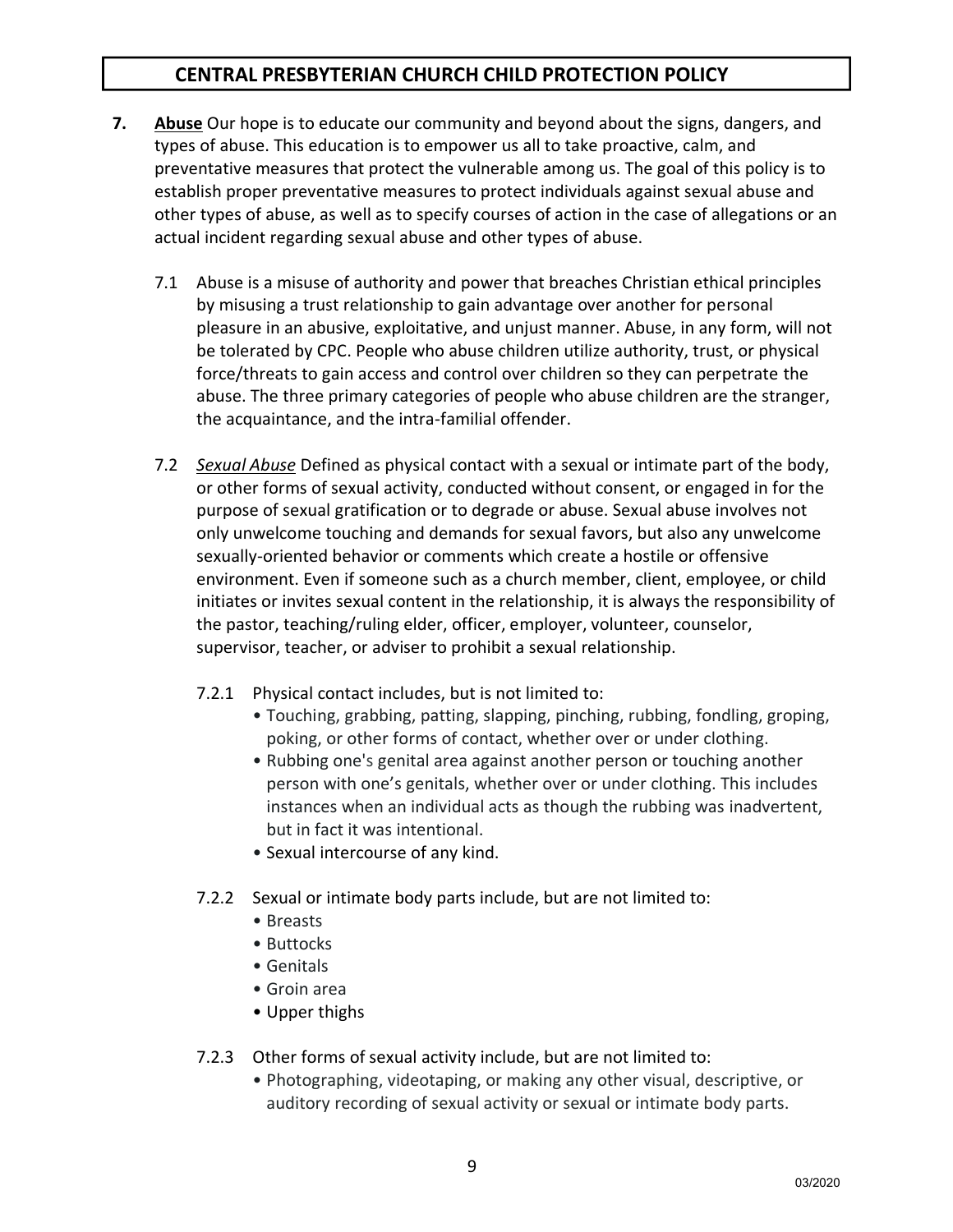**7.** **Abuse** Our hope is to educate our community and beyond about the signs, dangers, and types of abuse. This education is to empower us all to take proactive, calm, and preventative measures that protect the vulnerable among us. The goal of this policy is to establish proper preventative measures to protect individuals against sexual abuse and other types of abuse, as well as to specify courses of action in the case of allegations or an actual incident regarding sexual abuse and other types of abuse.

7.1 Abuse is a misuse of authority and power that breaches Christian ethical principles by misusing a trust relationship to gain advantage over another for personal pleasure in an abusive, exploitative, and unjust manner. Abuse, in any form, will not be tolerated by CPC. People who abuse children utilize authority, trust, or physical force/threats to gain access and control over children so they can perpetrate the abuse. The three primary categories of people who abuse children are the stranger, the acquaintance, and the intra-familial offender.

7.2 *Sexual Abuse* Defined as physical contact with a sexual or intimate part of the body, or other forms of sexual activity, conducted without consent, or engaged in for the purpose of sexual gratification or to degrade or abuse. Sexual abuse involves not only unwelcome touching and demands for sexual favors, but also any unwelcome sexually-oriented behavior or comments which create a hostile or offensive environment. Even if someone such as a church member, client, employee, or child initiates or invites sexual content in the relationship, it is always the responsibility of the pastor, teaching/ruling elder, officer, employer, volunteer, counselor, supervisor, teacher, or adviser to prohibit a sexual relationship.

7.2.1 Physical contact includes, but is not limited to:

- Touching, grabbing, patting, slapping, pinching, rubbing, fondling, groping, poking, or other forms of contact, whether over or under clothing.
- Rubbing one's genital area against another person or touching another person with one's genitals, whether over or under clothing. This includes instances when an individual acts as though the rubbing was inadvertent, but in fact it was intentional.
- Sexual intercourse of any kind.

7.2.2 Sexual or intimate body parts include, but are not limited to:

- Breasts
- Buttocks
- Genitals
- Groin area
- Upper thighs

7.2.3 Other forms of sexual activity include, but are not limited to:

- Photographing, videotaping, or making any other visual, descriptive, or auditory recording of sexual activity or sexual or intimate body parts.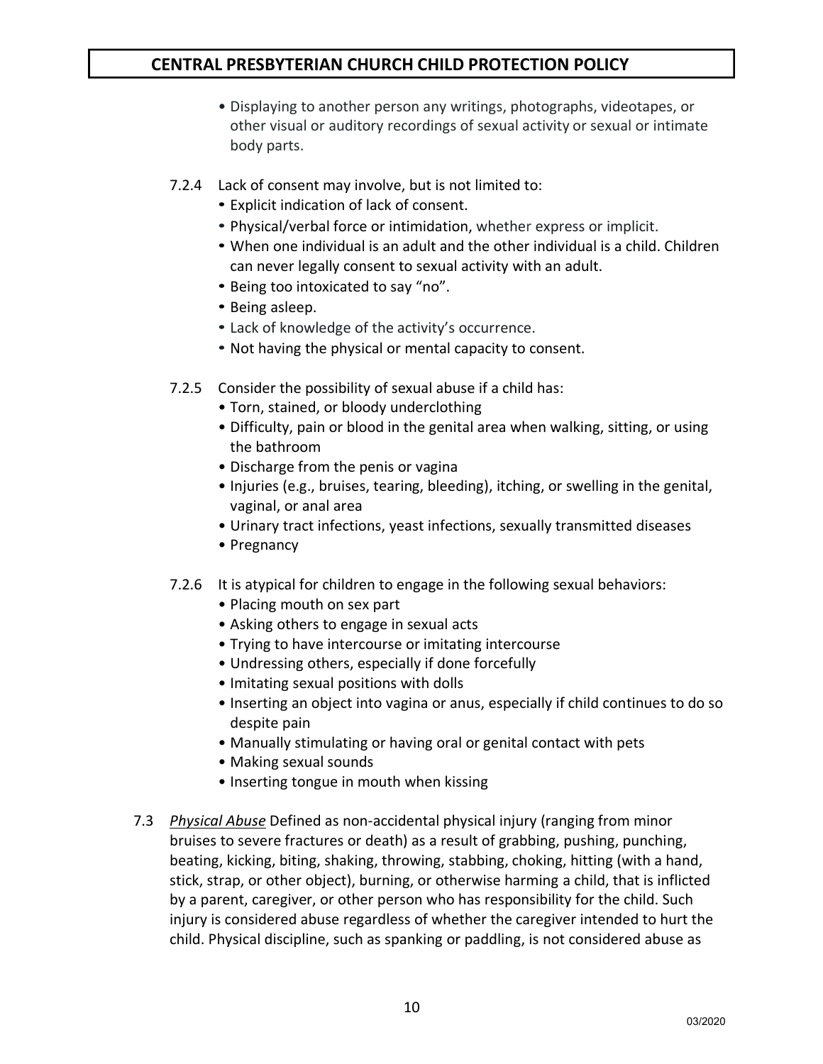- Displaying to another person any writings, photographs, videotapes, or other visual or auditory recordings of sexual activity or sexual or intimate body parts.

7.2.4 Lack of consent may involve, but is not limited to:

- Explicit indication of lack of consent.
- Physical/verbal force or intimidation, whether express or implicit.
- When one individual is an adult and the other individual is a child. Children can never legally consent to sexual activity with an adult.
- Being too intoxicated to say "no".
- Being asleep.
- Lack of knowledge of the activity's occurrence.
- Not having the physical or mental capacity to consent.

7.2.5 Consider the possibility of sexual abuse if a child has:

- Torn, stained, or bloody underclothing
- Difficulty, pain or blood in the genital area when walking, sitting, or using the bathroom
- Discharge from the penis or vagina
- Injuries (e.g., bruises, tearing, bleeding), itching, or swelling in the genital, vaginal, or anal area
- Urinary tract infections, yeast infections, sexually transmitted diseases
- Pregnancy

7.2.6 It is atypical for children to engage in the following sexual behaviors:

- Placing mouth on sex part
- Asking others to engage in sexual acts
- Trying to have intercourse or imitating intercourse
- Undressing others, especially if done forcefully
- Imitating sexual positions with dolls
- Inserting an object into vagina or anus, especially if child continues to do so despite pain
- Manually stimulating or having oral or genital contact with pets
- Making sexual sounds
- Inserting tongue in mouth when kissing

7.3 *Physical Abuse* Defined as non-accidental physical injury (ranging from minor bruises to severe fractures or death) as a result of grabbing, pushing, punching, beating, kicking, biting, shaking, throwing, stabbing, choking, hitting (with a hand, stick, strap, or other object), burning, or otherwise harming a child, that is inflicted by a parent, caregiver, or other person who has responsibility for the child. Such injury is considered abuse regardless of whether the caregiver intended to hurt the child. Physical discipline, such as spanking or paddling, is not considered abuse as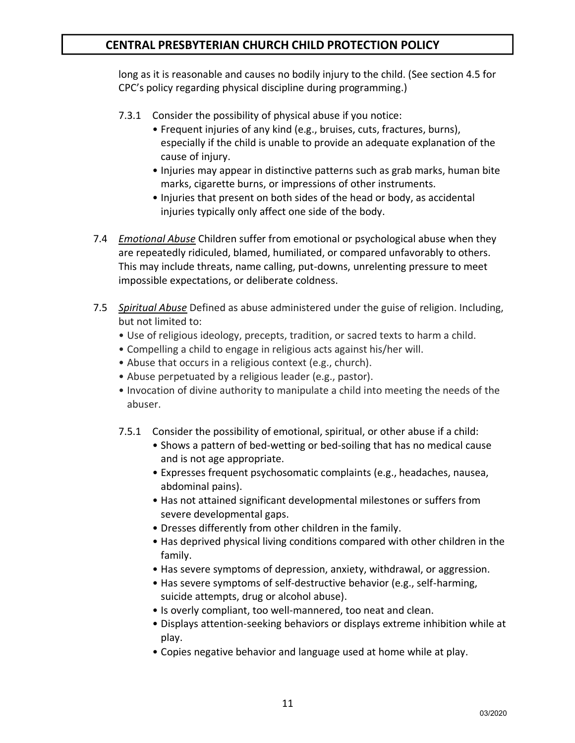long as it is reasonable and causes no bodily injury to the child. (See section 4.5 for CPC's policy regarding physical discipline during programming.)

7.3.1 Consider the possibility of physical abuse if you notice:

- Frequent injuries of any kind (e.g., bruises, cuts, fractures, burns), especially if the child is unable to provide an adequate explanation of the cause of injury.
- Injuries may appear in distinctive patterns such as grab marks, human bite marks, cigarette burns, or impressions of other instruments.
- Injuries that present on both sides of the head or body, as accidental injuries typically only affect one side of the body.

7.4 *Emotional Abuse* Children suffer from emotional or psychological abuse when they are repeatedly ridiculed, blamed, humiliated, or compared unfavorably to others. This may include threats, name calling, put-downs, unrelenting pressure to meet impossible expectations, or deliberate coldness.

7.5 *Spiritual Abuse* Defined as abuse administered under the guise of religion. Including, but not limited to:

- Use of religious ideology, precepts, tradition, or sacred texts to harm a child.
- Compelling a child to engage in religious acts against his/her will.
- Abuse that occurs in a religious context (e.g., church).
- Abuse perpetuated by a religious leader (e.g., pastor).
- Invocation of divine authority to manipulate a child into meeting the needs of the abuser.

7.5.1 Consider the possibility of emotional, spiritual, or other abuse if a child:

- Shows a pattern of bed-wetting or bed-soiling that has no medical cause and is not age appropriate.
- Expresses frequent psychosomatic complaints (e.g., headaches, nausea, abdominal pains).
- Has not attained significant developmental milestones or suffers from severe developmental gaps.
- Dresses differently from other children in the family.
- Has deprived physical living conditions compared with other children in the family.
- Has severe symptoms of depression, anxiety, withdrawal, or aggression.
- Has severe symptoms of self-destructive behavior (e.g., self-harming, suicide attempts, drug or alcohol abuse).
- Is overly compliant, too well-mannered, too neat and clean.
- Displays attention-seeking behaviors or displays extreme inhibition while at play.
- Copies negative behavior and language used at home while at play.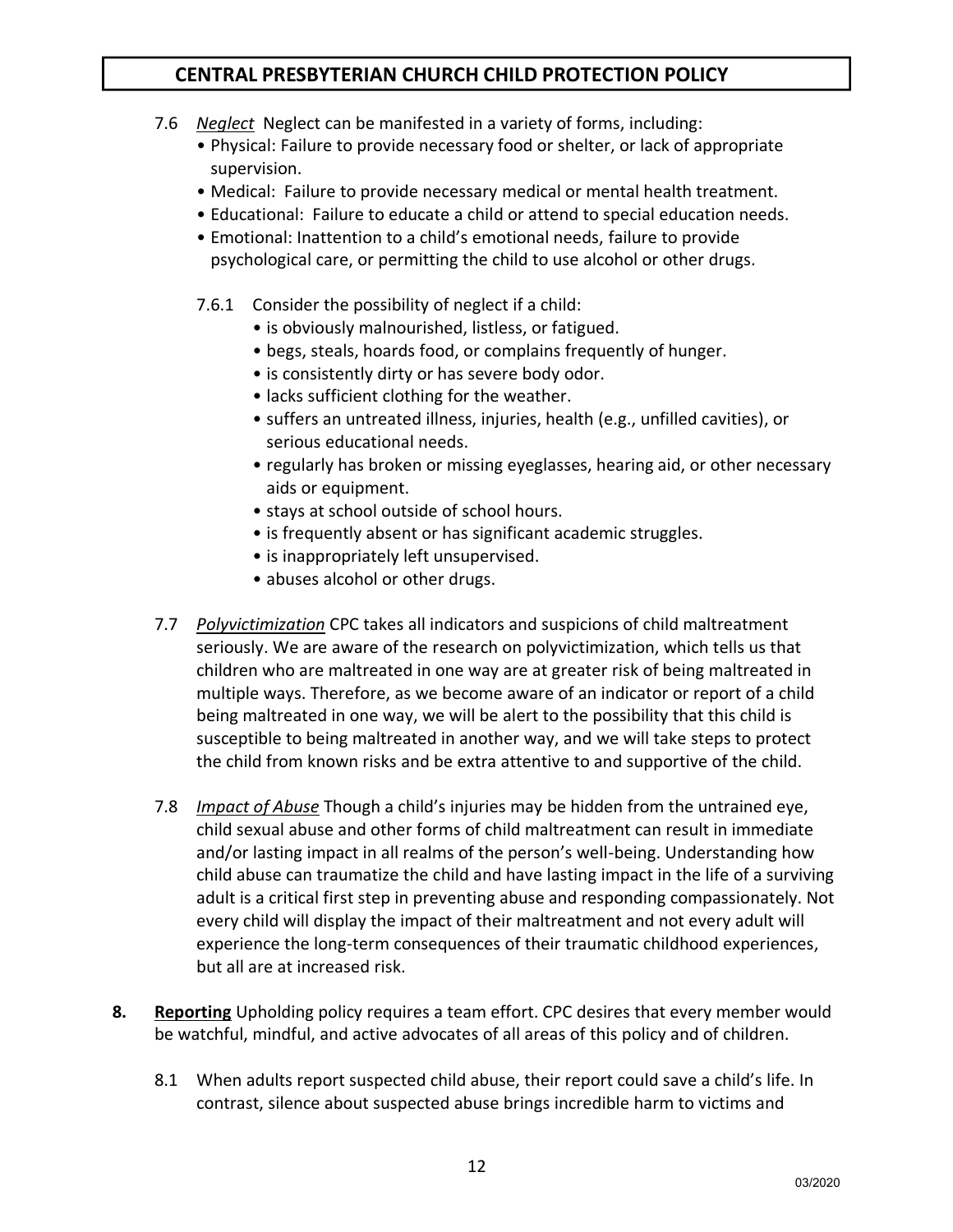7.6 *Neglect* Neglect can be manifested in a variety of forms, including:

- Physical: Failure to provide necessary food or shelter, or lack of appropriate supervision.
- Medical: Failure to provide necessary medical or mental health treatment.
- Educational: Failure to educate a child or attend to special education needs.
- Emotional: Inattention to a child's emotional needs, failure to provide psychological care, or permitting the child to use alcohol or other drugs.

7.6.1 Consider the possibility of neglect if a child:

- is obviously malnourished, listless, or fatigued.
- begs, steals, hoards food, or complains frequently of hunger.
- is consistently dirty or has severe body odor.
- lacks sufficient clothing for the weather.
- suffers an untreated illness, injuries, health (e.g., unfilled cavities), or serious educational needs.
- regularly has broken or missing eyeglasses, hearing aid, or other necessary aids or equipment.
- stays at school outside of school hours.
- is frequently absent or has significant academic struggles.
- is inappropriately left unsupervised.
- abuses alcohol or other drugs.

7.7 *Polyvictimization* CPC takes all indicators and suspicions of child maltreatment seriously. We are aware of the research on polyvictimization, which tells us that children who are maltreated in one way are at greater risk of being maltreated in multiple ways. Therefore, as we become aware of an indicator or report of a child being maltreated in one way, we will be alert to the possibility that this child is susceptible to being maltreated in another way, and we will take steps to protect the child from known risks and be extra attentive to and supportive of the child.

7.8 *Impact of Abuse* Though a child's injuries may be hidden from the untrained eye, child sexual abuse and other forms of child maltreatment can result in immediate and/or lasting impact in all realms of the person's well-being. Understanding how child abuse can traumatize the child and have lasting impact in the life of a surviving adult is a critical first step in preventing abuse and responding compassionately. Not every child will display the impact of their maltreatment and not every adult will experience the long-term consequences of their traumatic childhood experiences, but all are at increased risk.

**8. Reporting** Upholding policy requires a team effort. CPC desires that every member would be watchful, mindful, and active advocates of all areas of this policy and of children.

8.1 When adults report suspected child abuse, their report could save a child's life. In contrast, silence about suspected abuse brings incredible harm to victims and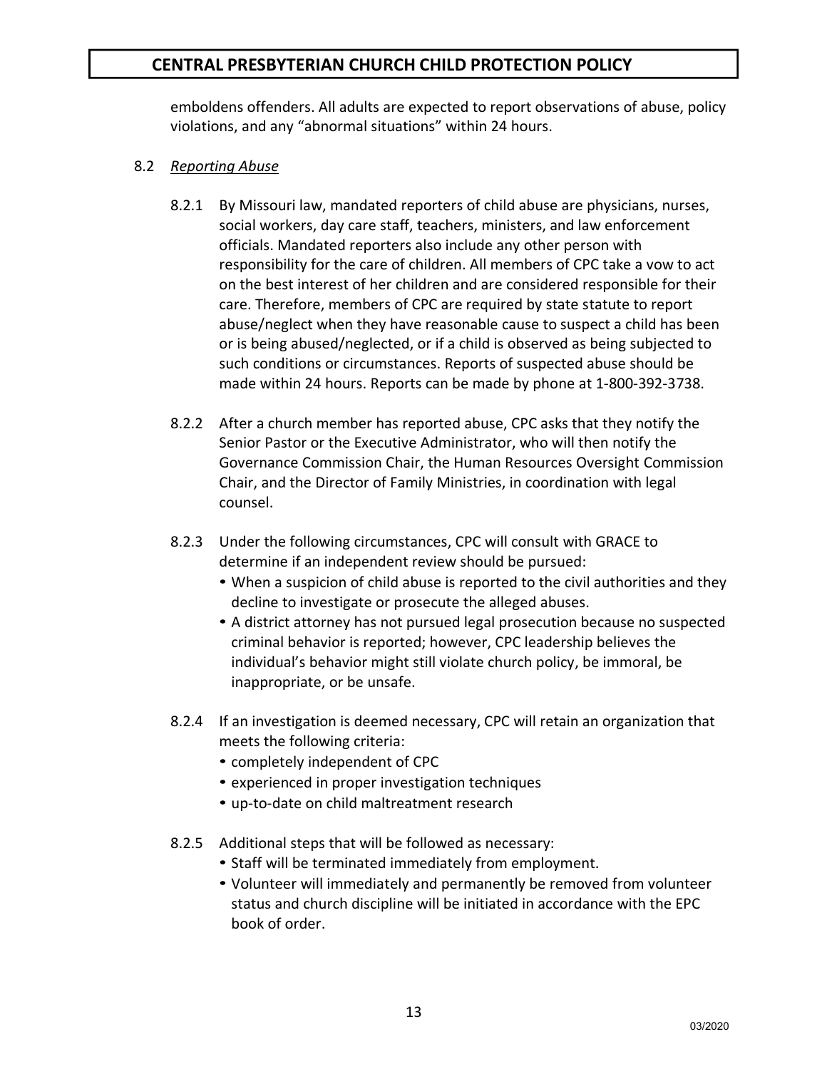emboldens offenders. All adults are expected to report observations of abuse, policy violations, and any "abnormal situations" within 24 hours.

8.2 *Reporting Abuse*

8.2.1 By Missouri law, mandated reporters of child abuse are physicians, nurses, social workers, day care staff, teachers, ministers, and law enforcement officials. Mandated reporters also include any other person with responsibility for the care of children. All members of CPC take a vow to act on the best interest of her children and are considered responsible for their care. Therefore, members of CPC are required by state statute to report abuse/neglect when they have reasonable cause to suspect a child has been or is being abused/neglected, or if a child is observed as being subjected to such conditions or circumstances. Reports of suspected abuse should be made within 24 hours. Reports can be made by phone at 1-800-392-3738.

8.2.2 After a church member has reported abuse, CPC asks that they notify the Senior Pastor or the Executive Administrator, who will then notify the Governance Commission Chair, the Human Resources Oversight Commission Chair, and the Director of Family Ministries, in coordination with legal counsel.

8.2.3 Under the following circumstances, CPC will consult with GRACE to determine if an independent review should be pursued:

- When a suspicion of child abuse is reported to the civil authorities and they decline to investigate or prosecute the alleged abuses.
- A district attorney has not pursued legal prosecution because no suspected criminal behavior is reported; however, CPC leadership believes the individual's behavior might still violate church policy, be immoral, be inappropriate, or be unsafe.

8.2.4 If an investigation is deemed necessary, CPC will retain an organization that meets the following criteria:

- completely independent of CPC
- experienced in proper investigation techniques
- up-to-date on child maltreatment research

8.2.5 Additional steps that will be followed as necessary:

- Staff will be terminated immediately from employment.
- Volunteer will immediately and permanently be removed from volunteer status and church discipline will be initiated in accordance with the EPC book of order.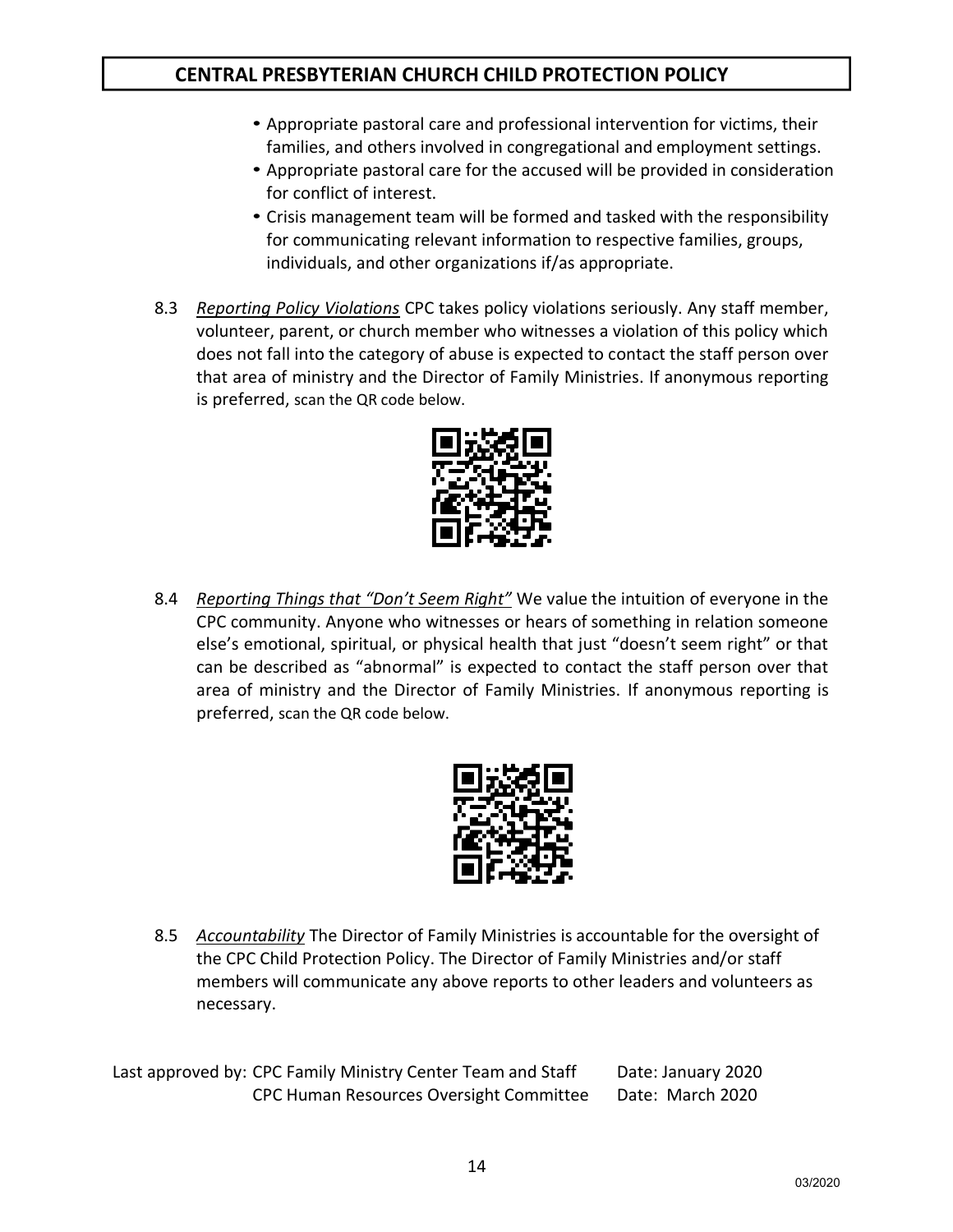- Appropriate pastoral care and professional intervention for victims, their families, and others involved in congregational and employment settings.
- Appropriate pastoral care for the accused will be provided in consideration for conflict of interest.
- Crisis management team will be formed and tasked with the responsibility for communicating relevant information to respective families, groups, individuals, and other organizations if/as appropriate.

8.3 *Reporting Policy Violations* CPC takes policy violations seriously. Any staff member, volunteer, parent, or church member who witnesses a violation of this policy which does not fall into the category of abuse is expected to contact the staff person over that area of ministry and the Director of Family Ministries. If anonymous reporting is preferred, scan the QR code below.

8.4 *Reporting Things that "Don't Seem Right"* We value the intuition of everyone in the CPC community. Anyone who witnesses or hears of something in relation someone else's emotional, spiritual, or physical health that just "doesn't seem right" or that can be described as "abnormal" is expected to contact the staff person over that area of ministry and the Director of Family Ministries. If anonymous reporting is preferred, scan the QR code below.

8.5 *Accountability* The Director of Family Ministries is accountable for the oversight of the CPC Child Protection Policy. The Director of Family Ministries and/or staff members will communicate any above reports to other leaders and volunteers as necessary.

Last approved by: CPC Family Ministry Center Team and Staff — Date: January 2020
CPC Human Resources Oversight Committee — Date: March 2020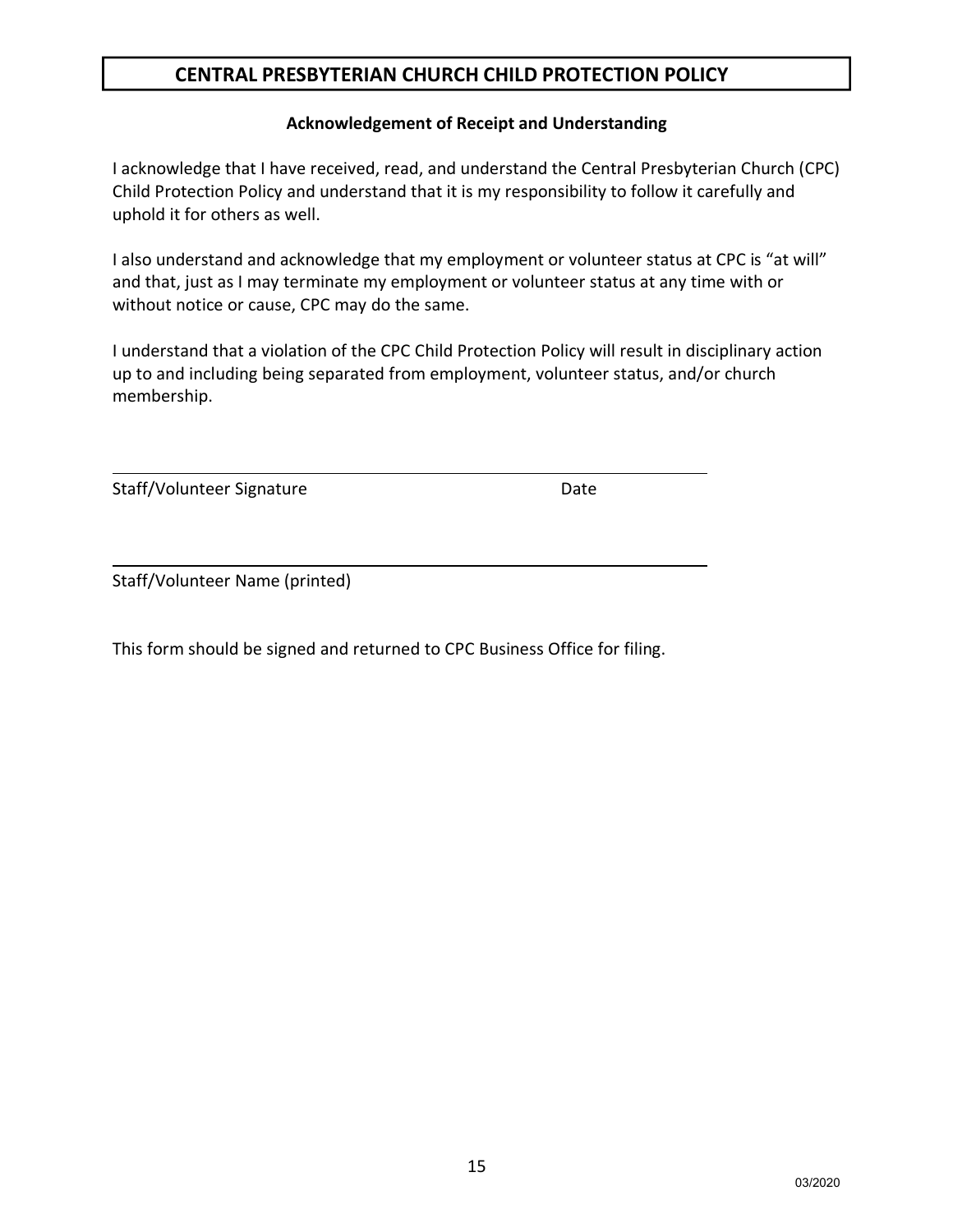# CENTRAL PRESBYTERIAN CHURCH CHILD PROTECTION POLICY

**Acknowledgement of Receipt and Understanding**

I acknowledge that I have received, read, and understand the Central Presbyterian Church (CPC) Child Protection Policy and understand that it is my responsibility to follow it carefully and uphold it for others as well.

I also understand and acknowledge that my employment or volunteer status at CPC is "at will" and that, just as I may terminate my employment or volunteer status at any time with or without notice or cause, CPC may do the same.

I understand that a violation of the CPC Child Protection Policy will result in disciplinary action up to and including being separated from employment, volunteer status, and/or church membership.

\_\_\_\_\_\_\_\_\_\_\_\_\_\_\_\_\_\_\_\_\_\_\_\_\_\_\_\_\_\_\_\_\_\_\_\_\_\_\_\_\_\_\_\_\_\_\_\_\_\_\_\_\_\_\_\_

Staff/Volunteer Signature                                                    Date

\_\_\_\_\_\_\_\_\_\_\_\_\_\_\_\_\_\_\_\_\_\_\_\_\_\_\_\_\_\_\_\_\_\_\_\_\_\_\_\_\_\_\_\_\_\_\_\_\_\_\_\_\_\_\_\_

Staff/Volunteer Name (printed)

This form should be signed and returned to CPC Business Office for filing.

03/2020